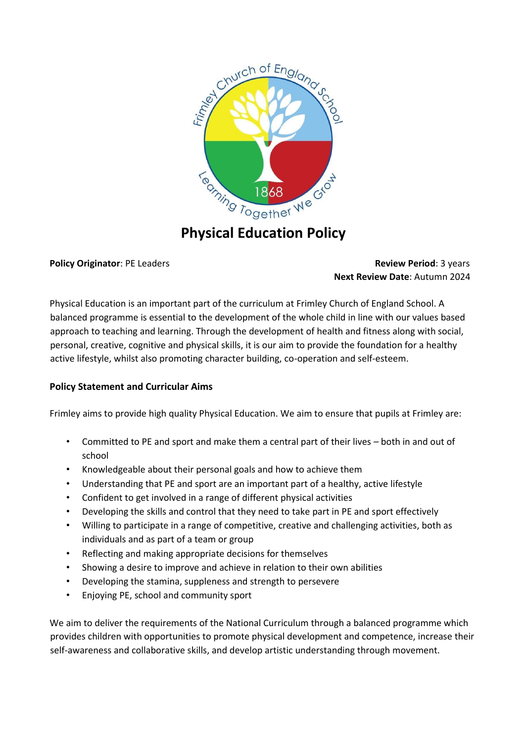# Physical Education Policy

**Policy Originator**: PE Leaders

**Review Period**: 3 years
**Next Review Date**: Autumn 2024

Physical Education is an important part of the curriculum at Frimley Church of England School. A balanced programme is essential to the development of the whole child in line with our values based approach to teaching and learning. Through the development of health and fitness along with social, personal, creative, cognitive and physical skills, it is our aim to provide the foundation for a healthy active lifestyle, whilst also promoting character building, co-operation and self-esteem.

**Policy Statement and Curricular Aims**

Frimley aims to provide high quality Physical Education. We aim to ensure that pupils at Frimley are:

- Committed to PE and sport and make them a central part of their lives – both in and out of school
- Knowledgeable about their personal goals and how to achieve them
- Understanding that PE and sport are an important part of a healthy, active lifestyle
- Confident to get involved in a range of different physical activities
- Developing the skills and control that they need to take part in PE and sport effectively
- Willing to participate in a range of competitive, creative and challenging activities, both as individuals and as part of a team or group
- Reflecting and making appropriate decisions for themselves
- Showing a desire to improve and achieve in relation to their own abilities
- Developing the stamina, suppleness and strength to persevere
- Enjoying PE, school and community sport

We aim to deliver the requirements of the National Curriculum through a balanced programme which provides children with opportunities to promote physical development and competence, increase their self-awareness and collaborative skills, and develop artistic understanding through movement.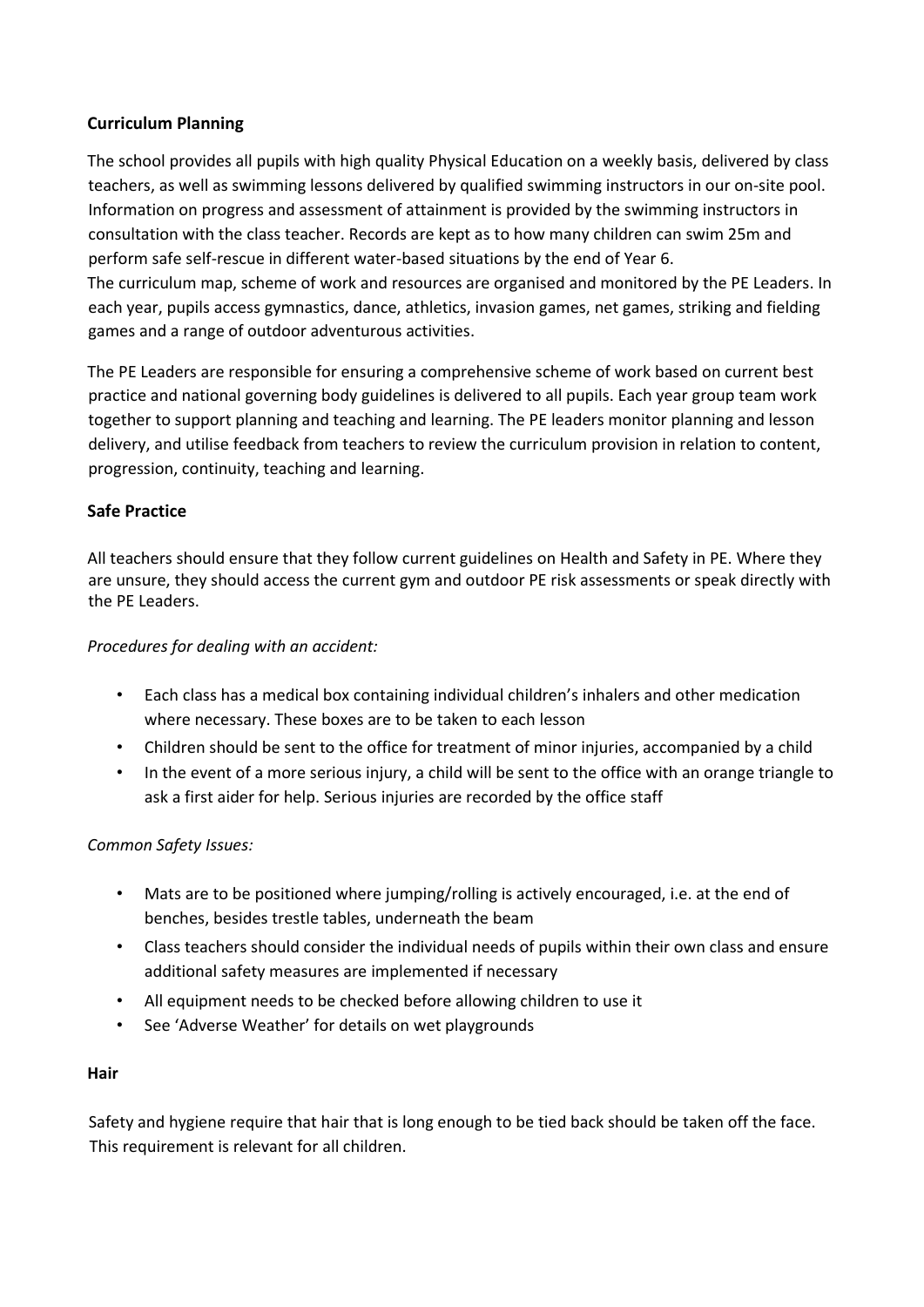## Curriculum Planning

The school provides all pupils with high quality Physical Education on a weekly basis, delivered by class teachers, as well as swimming lessons delivered by qualified swimming instructors in our on-site pool. Information on progress and assessment of attainment is provided by the swimming instructors in consultation with the class teacher. Records are kept as to how many children can swim 25m and perform safe self-rescue in different water-based situations by the end of Year 6.
The curriculum map, scheme of work and resources are organised and monitored by the PE Leaders. In each year, pupils access gymnastics, dance, athletics, invasion games, net games, striking and fielding games and a range of outdoor adventurous activities.

The PE Leaders are responsible for ensuring a comprehensive scheme of work based on current best practice and national governing body guidelines is delivered to all pupils. Each year group team work together to support planning and teaching and learning. The PE leaders monitor planning and lesson delivery, and utilise feedback from teachers to review the curriculum provision in relation to content, progression, continuity, teaching and learning.

## Safe Practice

All teachers should ensure that they follow current guidelines on Health and Safety in PE. Where they are unsure, they should access the current gym and outdoor PE risk assessments or speak directly with the PE Leaders.

*Procedures for dealing with an accident:*

- Each class has a medical box containing individual children's inhalers and other medication where necessary. These boxes are to be taken to each lesson
- Children should be sent to the office for treatment of minor injuries, accompanied by a child
- In the event of a more serious injury, a child will be sent to the office with an orange triangle to ask a first aider for help. Serious injuries are recorded by the office staff

*Common Safety Issues:*

- Mats are to be positioned where jumping/rolling is actively encouraged, i.e. at the end of benches, besides trestle tables, underneath the beam
- Class teachers should consider the individual needs of pupils within their own class and ensure additional safety measures are implemented if necessary
- All equipment needs to be checked before allowing children to use it
- See 'Adverse Weather' for details on wet playgrounds

### Hair

Safety and hygiene require that hair that is long enough to be tied back should be taken off the face. This requirement is relevant for all children.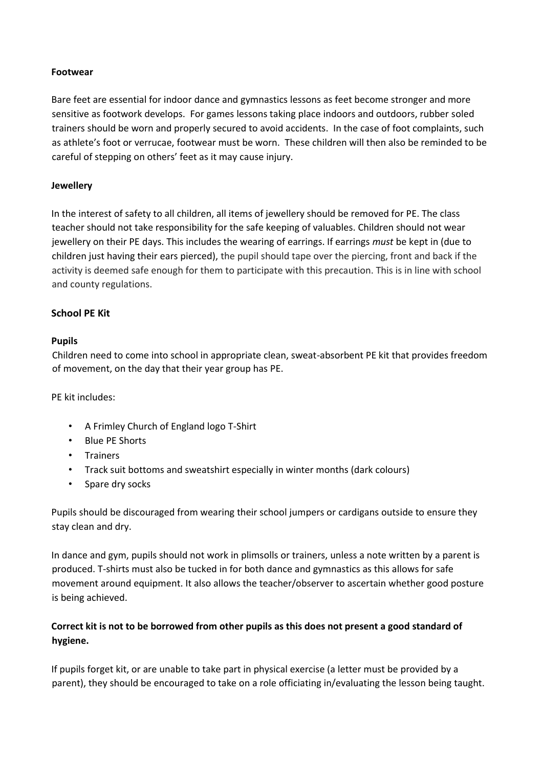**Footwear**

Bare feet are essential for indoor dance and gymnastics lessons as feet become stronger and more sensitive as footwork develops. For games lessons taking place indoors and outdoors, rubber soled trainers should be worn and properly secured to avoid accidents. In the case of foot complaints, such as athlete's foot or verrucae, footwear must be worn. These children will then also be reminded to be careful of stepping on others' feet as it may cause injury.

**Jewellery**

In the interest of safety to all children, all items of jewellery should be removed for PE. The class teacher should not take responsibility for the safe keeping of valuables. Children should not wear jewellery on their PE days. This includes the wearing of earrings. If earrings *must* be kept in (due to children just having their ears pierced), the pupil should tape over the piercing, front and back if the activity is deemed safe enough for them to participate with this precaution. This is in line with school and county regulations.

**School PE Kit**

**Pupils**

Children need to come into school in appropriate clean, sweat-absorbent PE kit that provides freedom of movement, on the day that their year group has PE.

PE kit includes:

- A Frimley Church of England logo T-Shirt
- Blue PE Shorts
- Trainers
- Track suit bottoms and sweatshirt especially in winter months (dark colours)
- Spare dry socks

Pupils should be discouraged from wearing their school jumpers or cardigans outside to ensure they stay clean and dry.

In dance and gym, pupils should not work in plimsolls or trainers, unless a note written by a parent is produced. T-shirts must also be tucked in for both dance and gymnastics as this allows for safe movement around equipment. It also allows the teacher/observer to ascertain whether good posture is being achieved.

**Correct kit is not to be borrowed from other pupils as this does not present a good standard of hygiene.**

If pupils forget kit, or are unable to take part in physical exercise (a letter must be provided by a parent), they should be encouraged to take on a role officiating in/evaluating the lesson being taught.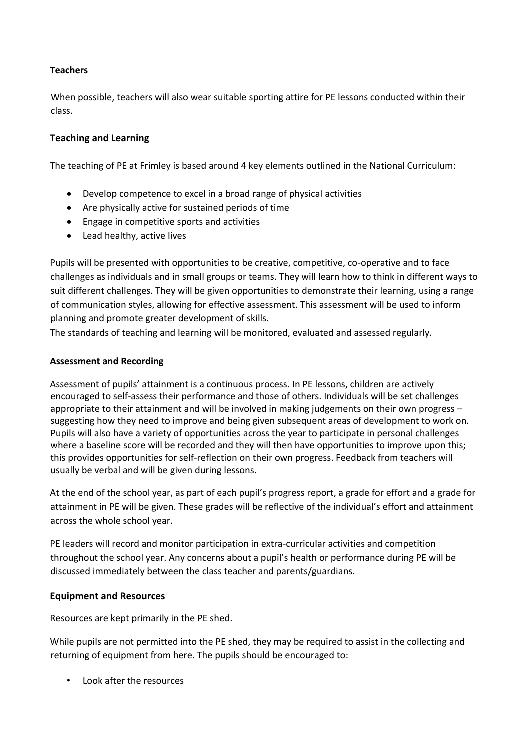### Teachers

When possible, teachers will also wear suitable sporting attire for PE lessons conducted within their class.

### Teaching and Learning

The teaching of PE at Frimley is based around 4 key elements outlined in the National Curriculum:

- Develop competence to excel in a broad range of physical activities
- Are physically active for sustained periods of time
- Engage in competitive sports and activities
- Lead healthy, active lives

Pupils will be presented with opportunities to be creative, competitive, co-operative and to face challenges as individuals and in small groups or teams. They will learn how to think in different ways to suit different challenges. They will be given opportunities to demonstrate their learning, using a range of communication styles, allowing for effective assessment. This assessment will be used to inform planning and promote greater development of skills.
The standards of teaching and learning will be monitored, evaluated and assessed regularly.

### Assessment and Recording

Assessment of pupils' attainment is a continuous process. In PE lessons, children are actively encouraged to self-assess their performance and those of others. Individuals will be set challenges appropriate to their attainment and will be involved in making judgements on their own progress – suggesting how they need to improve and being given subsequent areas of development to work on. Pupils will also have a variety of opportunities across the year to participate in personal challenges where a baseline score will be recorded and they will then have opportunities to improve upon this; this provides opportunities for self-reflection on their own progress. Feedback from teachers will usually be verbal and will be given during lessons.

At the end of the school year, as part of each pupil's progress report, a grade for effort and a grade for attainment in PE will be given. These grades will be reflective of the individual's effort and attainment across the whole school year.

PE leaders will record and monitor participation in extra-curricular activities and competition throughout the school year. Any concerns about a pupil's health or performance during PE will be discussed immediately between the class teacher and parents/guardians.

### Equipment and Resources

Resources are kept primarily in the PE shed.

While pupils are not permitted into the PE shed, they may be required to assist in the collecting and returning of equipment from here. The pupils should be encouraged to:

- Look after the resources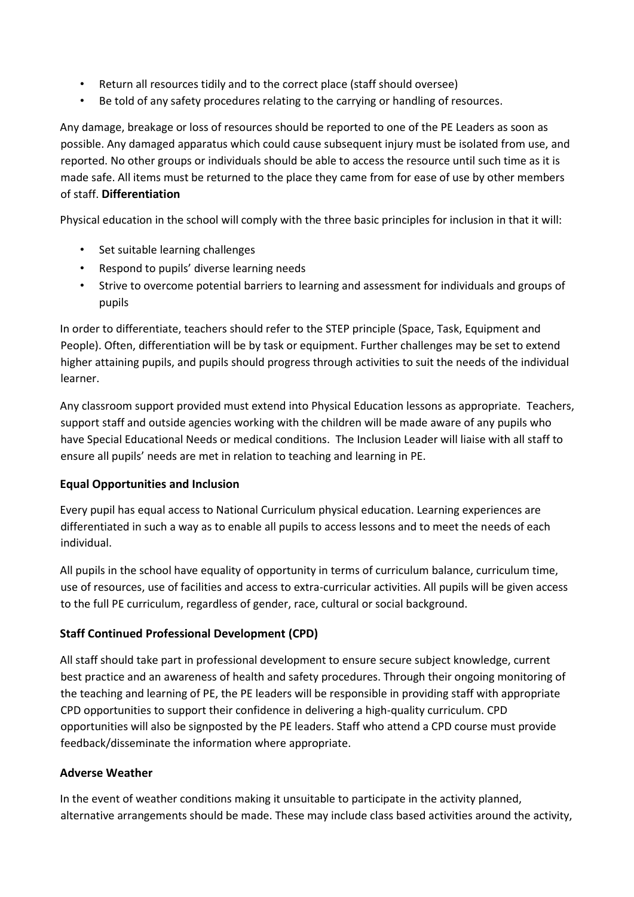- Return all resources tidily and to the correct place (staff should oversee)
- Be told of any safety procedures relating to the carrying or handling of resources.

Any damage, breakage or loss of resources should be reported to one of the PE Leaders as soon as possible. Any damaged apparatus which could cause subsequent injury must be isolated from use, and reported. No other groups or individuals should be able to access the resource until such time as it is made safe. All items must be returned to the place they came from for ease of use by other members of staff. **Differentiation**

Physical education in the school will comply with the three basic principles for inclusion in that it will:

- Set suitable learning challenges
- Respond to pupils' diverse learning needs
- Strive to overcome potential barriers to learning and assessment for individuals and groups of pupils

In order to differentiate, teachers should refer to the STEP principle (Space, Task, Equipment and People). Often, differentiation will be by task or equipment. Further challenges may be set to extend higher attaining pupils, and pupils should progress through activities to suit the needs of the individual learner.

Any classroom support provided must extend into Physical Education lessons as appropriate. Teachers, support staff and outside agencies working with the children will be made aware of any pupils who have Special Educational Needs or medical conditions. The Inclusion Leader will liaise with all staff to ensure all pupils' needs are met in relation to teaching and learning in PE.

**Equal Opportunities and Inclusion**

Every pupil has equal access to National Curriculum physical education. Learning experiences are differentiated in such a way as to enable all pupils to access lessons and to meet the needs of each individual.

All pupils in the school have equality of opportunity in terms of curriculum balance, curriculum time, use of resources, use of facilities and access to extra-curricular activities. All pupils will be given access to the full PE curriculum, regardless of gender, race, cultural or social background.

**Staff Continued Professional Development (CPD)**

All staff should take part in professional development to ensure secure subject knowledge, current best practice and an awareness of health and safety procedures. Through their ongoing monitoring of the teaching and learning of PE, the PE leaders will be responsible in providing staff with appropriate CPD opportunities to support their confidence in delivering a high-quality curriculum. CPD opportunities will also be signposted by the PE leaders. Staff who attend a CPD course must provide feedback/disseminate the information where appropriate.

**Adverse Weather**

In the event of weather conditions making it unsuitable to participate in the activity planned, alternative arrangements should be made. These may include class based activities around the activity,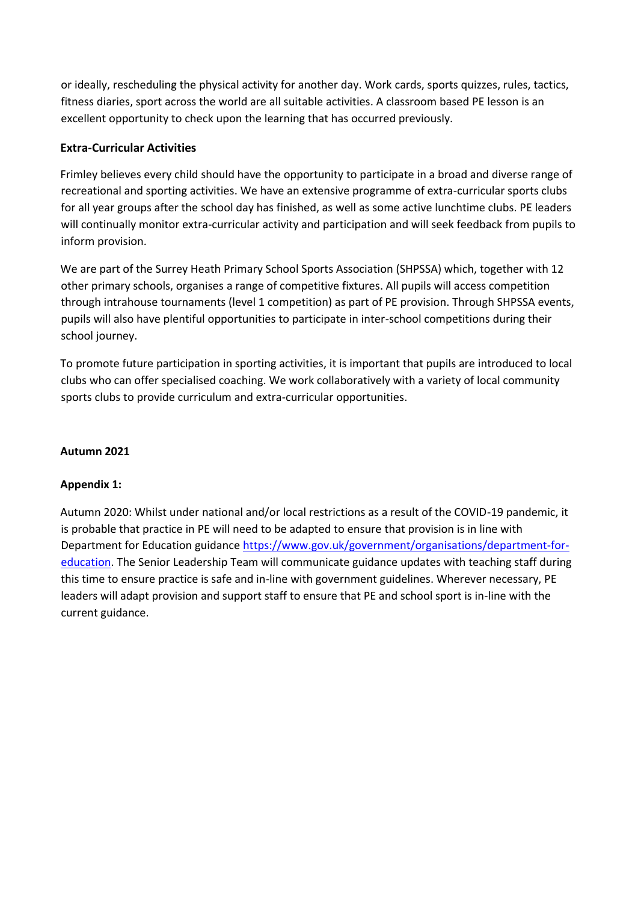or ideally, rescheduling the physical activity for another day. Work cards, sports quizzes, rules, tactics, fitness diaries, sport across the world are all suitable activities. A classroom based PE lesson is an excellent opportunity to check upon the learning that has occurred previously.

**Extra-Curricular Activities**

Frimley believes every child should have the opportunity to participate in a broad and diverse range of recreational and sporting activities. We have an extensive programme of extra-curricular sports clubs for all year groups after the school day has finished, as well as some active lunchtime clubs. PE leaders will continually monitor extra-curricular activity and participation and will seek feedback from pupils to inform provision.

We are part of the Surrey Heath Primary School Sports Association (SHPSSA) which, together with 12 other primary schools, organises a range of competitive fixtures. All pupils will access competition through intrahouse tournaments (level 1 competition) as part of PE provision. Through SHPSSA events, pupils will also have plentiful opportunities to participate in inter-school competitions during their school journey.

To promote future participation in sporting activities, it is important that pupils are introduced to local clubs who can offer specialised coaching. We work collaboratively with a variety of local community sports clubs to provide curriculum and extra-curricular opportunities.

**Autumn 2021**

**Appendix 1:**

Autumn 2020: Whilst under national and/or local restrictions as a result of the COVID-19 pandemic, it is probable that practice in PE will need to be adapted to ensure that provision is in line with Department for Education guidance [https://www.gov.uk/government/organisations/department-for-education](https://www.gov.uk/government/organisations/department-for-education). The Senior Leadership Team will communicate guidance updates with teaching staff during this time to ensure practice is safe and in-line with government guidelines. Wherever necessary, PE leaders will adapt provision and support staff to ensure that PE and school sport is in-line with the current guidance.